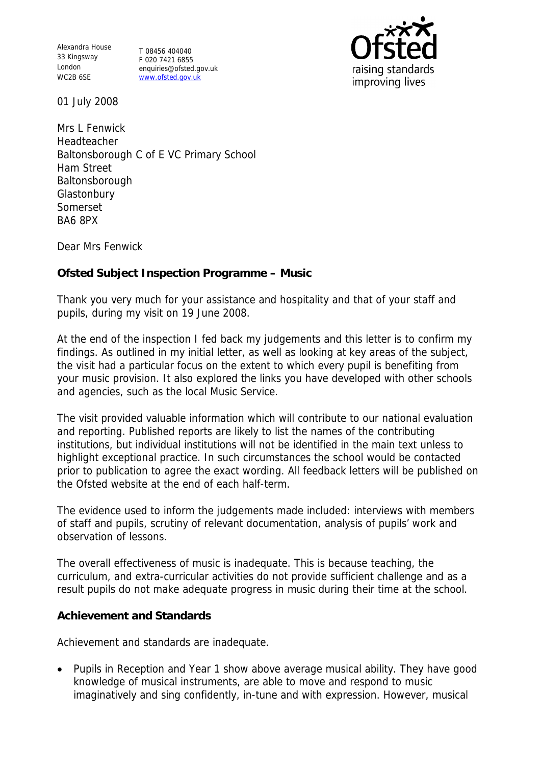Alexandra House
33 Kingsway
London
WC2B 6SE

T 08456 404040
F 020 7421 6855
enquiries@ofsted.gov.uk
www.ofsted.gov.uk

Ofsted
raising standards
improving lives

01 July 2008

Mrs L Fenwick
Headteacher
Baltonsborough C of E VC Primary School
Ham Street
Baltonsborough
Glastonbury
Somerset
BA6 8PX

Dear Mrs Fenwick

**Ofsted Subject Inspection Programme – Music**

Thank you very much for your assistance and hospitality and that of your staff and pupils, during my visit on 19 June 2008.

At the end of the inspection I fed back my judgements and this letter is to confirm my findings. As outlined in my initial letter, as well as looking at key areas of the subject, the visit had a particular focus on the extent to which every pupil is benefiting from your music provision. It also explored the links you have developed with other schools and agencies, such as the local Music Service.

The visit provided valuable information which will contribute to our national evaluation and reporting. Published reports are likely to list the names of the contributing institutions, but individual institutions will not be identified in the main text unless to highlight exceptional practice. In such circumstances the school would be contacted prior to publication to agree the exact wording. All feedback letters will be published on the Ofsted website at the end of each half-term.

The evidence used to inform the judgements made included: interviews with members of staff and pupils, scrutiny of relevant documentation, analysis of pupils' work and observation of lessons.

The overall effectiveness of music is inadequate. This is because teaching, the curriculum, and extra-curricular activities do not provide sufficient challenge and as a result pupils do not make adequate progress in music during their time at the school.

**Achievement and Standards**

Achievement and standards are inadequate.

- Pupils in Reception and Year 1 show above average musical ability. They have good knowledge of musical instruments, are able to move and respond to music imaginatively and sing confidently, in-tune and with expression. However, musical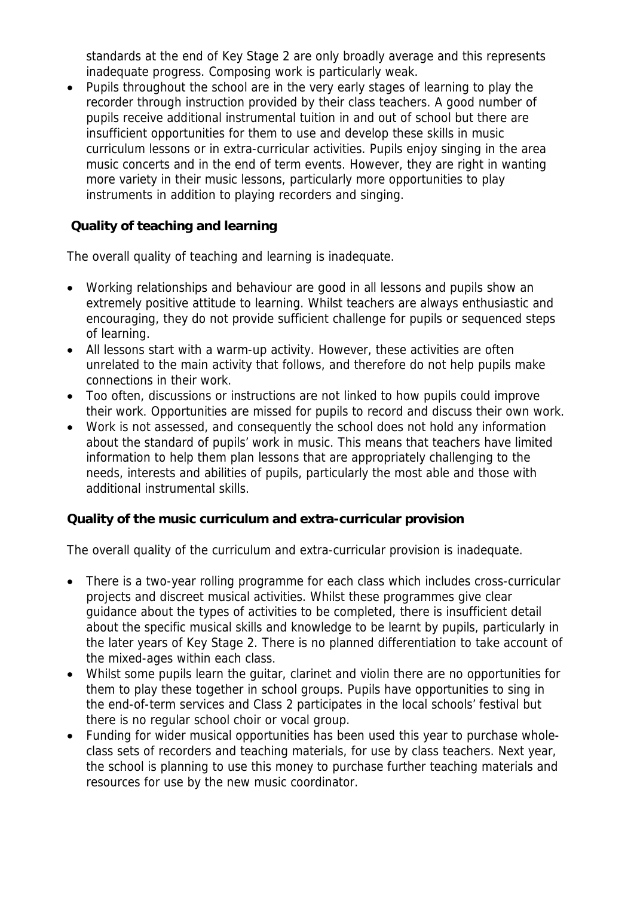standards at the end of Key Stage 2 are only broadly average and this represents inadequate progress. Composing work is particularly weak.

- Pupils throughout the school are in the very early stages of learning to play the recorder through instruction provided by their class teachers. A good number of pupils receive additional instrumental tuition in and out of school but there are insufficient opportunities for them to use and develop these skills in music curriculum lessons or in extra-curricular activities. Pupils enjoy singing in the area music concerts and in the end of term events. However, they are right in wanting more variety in their music lessons, particularly more opportunities to play instruments in addition to playing recorders and singing.

**Quality of teaching and learning**

The overall quality of teaching and learning is inadequate.

- Working relationships and behaviour are good in all lessons and pupils show an extremely positive attitude to learning. Whilst teachers are always enthusiastic and encouraging, they do not provide sufficient challenge for pupils or sequenced steps of learning.
- All lessons start with a warm-up activity. However, these activities are often unrelated to the main activity that follows, and therefore do not help pupils make connections in their work.
- Too often, discussions or instructions are not linked to how pupils could improve their work. Opportunities are missed for pupils to record and discuss their own work.
- Work is not assessed, and consequently the school does not hold any information about the standard of pupils' work in music. This means that teachers have limited information to help them plan lessons that are appropriately challenging to the needs, interests and abilities of pupils, particularly the most able and those with additional instrumental skills.

**Quality of the music curriculum and extra-curricular provision**

The overall quality of the curriculum and extra-curricular provision is inadequate.

- There is a two-year rolling programme for each class which includes cross-curricular projects and discreet musical activities. Whilst these programmes give clear guidance about the types of activities to be completed, there is insufficient detail about the specific musical skills and knowledge to be learnt by pupils, particularly in the later years of Key Stage 2. There is no planned differentiation to take account of the mixed-ages within each class.
- Whilst some pupils learn the guitar, clarinet and violin there are no opportunities for them to play these together in school groups. Pupils have opportunities to sing in the end-of-term services and Class 2 participates in the local schools' festival but there is no regular school choir or vocal group.
- Funding for wider musical opportunities has been used this year to purchase whole-class sets of recorders and teaching materials, for use by class teachers. Next year, the school is planning to use this money to purchase further teaching materials and resources for use by the new music coordinator.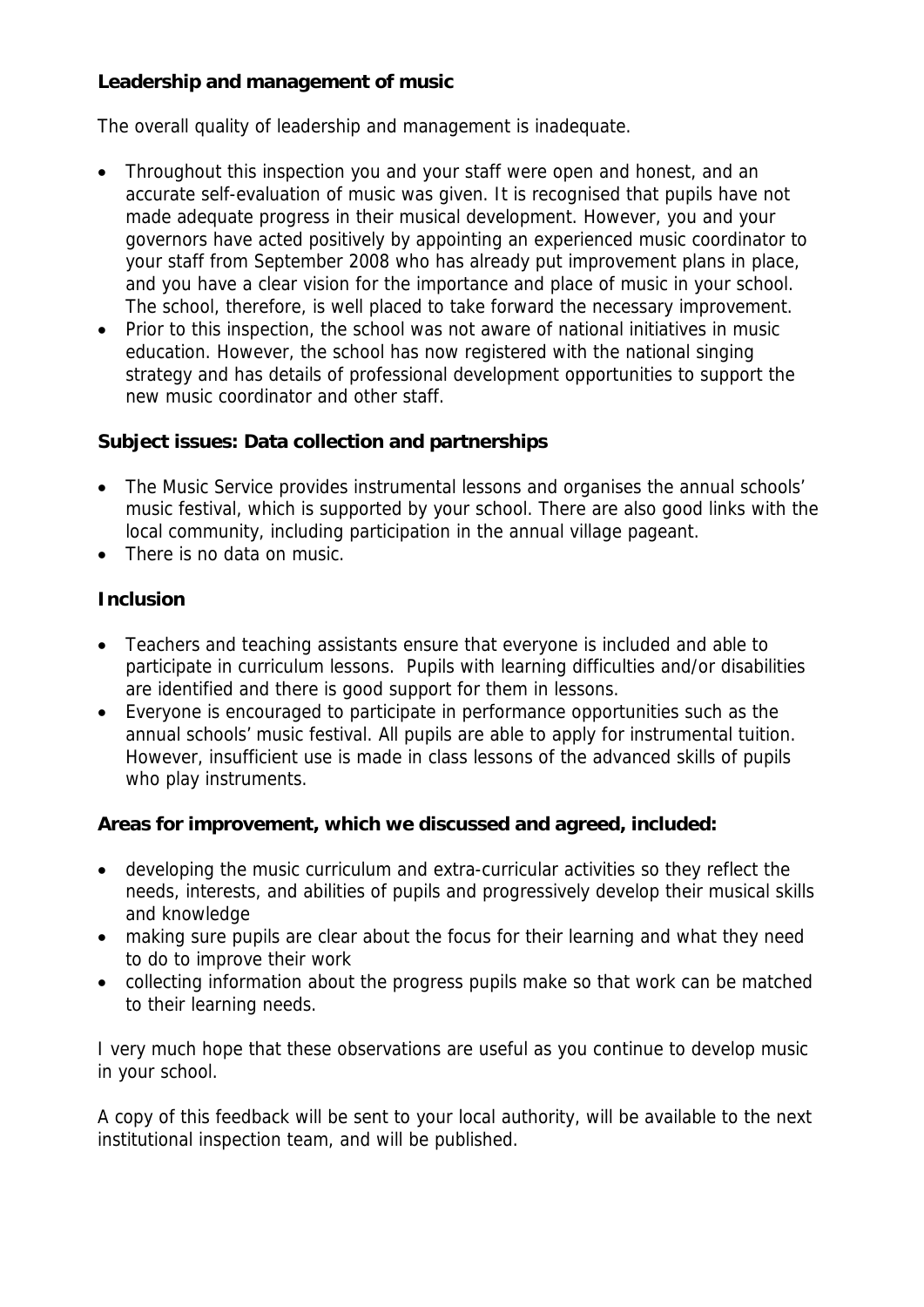**Leadership and management of music**

The overall quality of leadership and management is inadequate.

- Throughout this inspection you and your staff were open and honest, and an accurate self-evaluation of music was given. It is recognised that pupils have not made adequate progress in their musical development. However, you and your governors have acted positively by appointing an experienced music coordinator to your staff from September 2008 who has already put improvement plans in place, and you have a clear vision for the importance and place of music in your school. The school, therefore, is well placed to take forward the necessary improvement.
- Prior to this inspection, the school was not aware of national initiatives in music education. However, the school has now registered with the national singing strategy and has details of professional development opportunities to support the new music coordinator and other staff.

**Subject issues: Data collection and partnerships**

- The Music Service provides instrumental lessons and organises the annual schools' music festival, which is supported by your school. There are also good links with the local community, including participation in the annual village pageant.
- There is no data on music.

**Inclusion**

- Teachers and teaching assistants ensure that everyone is included and able to participate in curriculum lessons. Pupils with learning difficulties and/or disabilities are identified and there is good support for them in lessons.
- Everyone is encouraged to participate in performance opportunities such as the annual schools' music festival. All pupils are able to apply for instrumental tuition. However, insufficient use is made in class lessons of the advanced skills of pupils who play instruments.

**Areas for improvement, which we discussed and agreed, included:**

- developing the music curriculum and extra-curricular activities so they reflect the needs, interests, and abilities of pupils and progressively develop their musical skills and knowledge
- making sure pupils are clear about the focus for their learning and what they need to do to improve their work
- collecting information about the progress pupils make so that work can be matched to their learning needs.

I very much hope that these observations are useful as you continue to develop music in your school.

A copy of this feedback will be sent to your local authority, will be available to the next institutional inspection team, and will be published.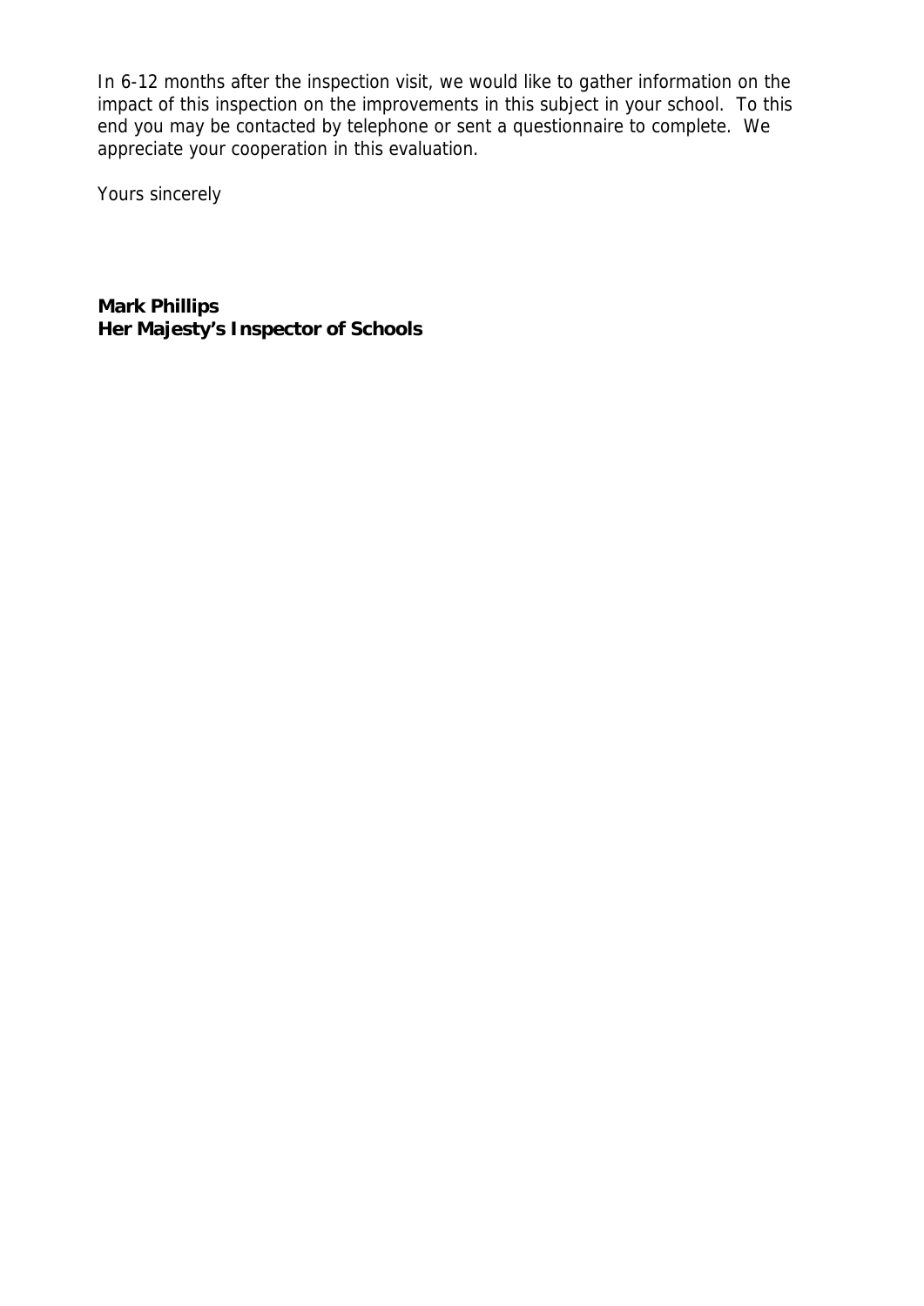In 6-12 months after the inspection visit, we would like to gather information on the impact of this inspection on the improvements in this subject in your school. To this end you may be contacted by telephone or sent a questionnaire to complete. We appreciate your cooperation in this evaluation.

Yours sincerely

**Mark Phillips**
**Her Majesty's Inspector of Schools**